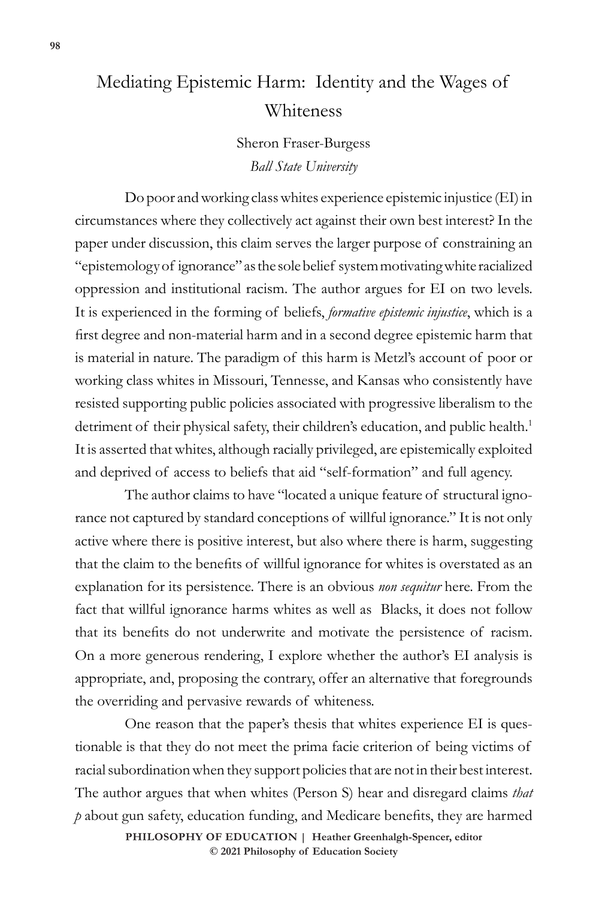# Mediating Epistemic Harm: Identity and the Wages of Whiteness

Sheron Fraser-Burgess
*Ball State University*

Do poor and working class whites experience epistemic injustice (EI) in circumstances where they collectively act against their own best interest? In the paper under discussion, this claim serves the larger purpose of constraining an "epistemology of ignorance" as the sole belief system motivating white racialized oppression and institutional racism. The author argues for EI on two levels. It is experienced in the forming of beliefs, *formative epistemic injustice*, which is a first degree and non-material harm and in a second degree epistemic harm that is material in nature. The paradigm of this harm is Metzl's account of poor or working class whites in Missouri, Tennesse, and Kansas who consistently have resisted supporting public policies associated with progressive liberalism to the detriment of their physical safety, their children's education, and public health.[1] It is asserted that whites, although racially privileged, are epistemically exploited and deprived of access to beliefs that aid "self-formation" and full agency.

The author claims to have "located a unique feature of structural ignorance not captured by standard conceptions of willful ignorance." It is not only active where there is positive interest, but also where there is harm, suggesting that the claim to the benefits of willful ignorance for whites is overstated as an explanation for its persistence. There is an obvious *non sequitur* here. From the fact that willful ignorance harms whites as well as Blacks, it does not follow that its benefits do not underwrite and motivate the persistence of racism. On a more generous rendering, I explore whether the author's EI analysis is appropriate, and, proposing the contrary, offer an alternative that foregrounds the overriding and pervasive rewards of whiteness.

One reason that the paper's thesis that whites experience EI is questionable is that they do not meet the prima facie criterion of being victims of racial subordination when they support policies that are not in their best interest. The author argues that when whites (Person S) hear and disregard claims *that p* about gun safety, education funding, and Medicare benefits, they are harmed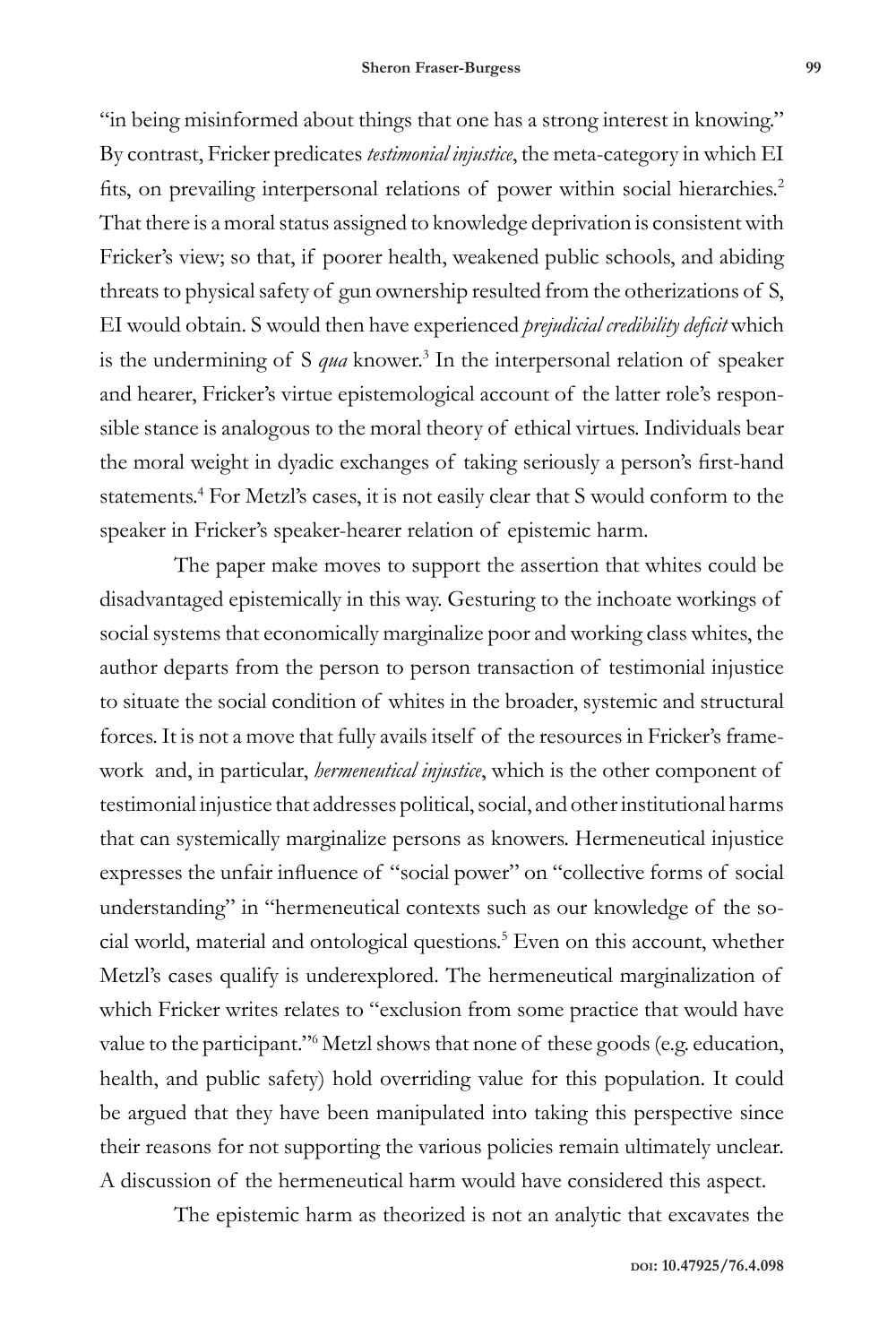"in being misinformed about things that one has a strong interest in knowing." By contrast, Fricker predicates *testimonial injustice*, the meta-category in which EI fits, on prevailing interpersonal relations of power within social hierarchies.[2] That there is a moral status assigned to knowledge deprivation is consistent with Fricker's view; so that, if poorer health, weakened public schools, and abiding threats to physical safety of gun ownership resulted from the otherizations of S, EI would obtain. S would then have experienced *prejudicial credibility deficit* which is the undermining of S *qua* knower.[3] In the interpersonal relation of speaker and hearer, Fricker's virtue epistemological account of the latter role's responsible stance is analogous to the moral theory of ethical virtues. Individuals bear the moral weight in dyadic exchanges of taking seriously a person's first-hand statements.[4] For Metzl's cases, it is not easily clear that S would conform to the speaker in Fricker's speaker-hearer relation of epistemic harm.

The paper make moves to support the assertion that whites could be disadvantaged epistemically in this way. Gesturing to the inchoate workings of social systems that economically marginalize poor and working class whites, the author departs from the person to person transaction of testimonial injustice to situate the social condition of whites in the broader, systemic and structural forces. It is not a move that fully avails itself of the resources in Fricker's framework and, in particular, *hermeneutical injustice*, which is the other component of testimonial injustice that addresses political, social, and other institutional harms that can systemically marginalize persons as knowers. Hermeneutical injustice expresses the unfair influence of "social power" on "collective forms of social understanding" in "hermeneutical contexts such as our knowledge of the social world, material and ontological questions.[5] Even on this account, whether Metzl's cases qualify is underexplored. The hermeneutical marginalization of which Fricker writes relates to "exclusion from some practice that would have value to the participant."[6] Metzl shows that none of these goods (e.g. education, health, and public safety) hold overriding value for this population. It could be argued that they have been manipulated into taking this perspective since their reasons for not supporting the various policies remain ultimately unclear. A discussion of the hermeneutical harm would have considered this aspect.

The epistemic harm as theorized is not an analytic that excavates the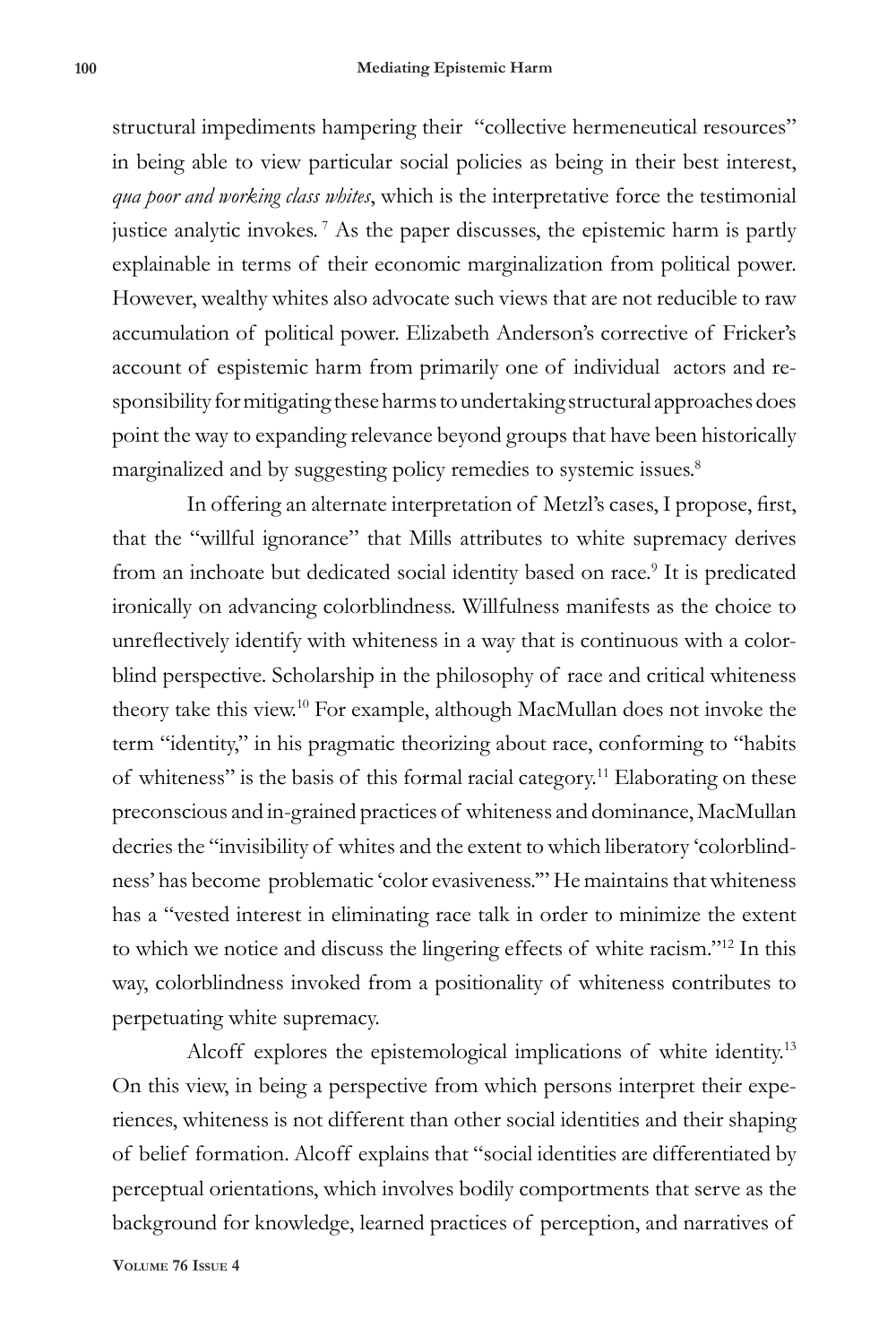structural impediments hampering their "collective hermeneutical resources" in being able to view particular social policies as being in their best interest, *qua poor and working class whites*, which is the interpretative force the testimonial justice analytic invokes.[7] As the paper discusses, the epistemic harm is partly explainable in terms of their economic marginalization from political power. However, wealthy whites also advocate such views that are not reducible to raw accumulation of political power. Elizabeth Anderson's corrective of Fricker's account of espistemic harm from primarily one of individual actors and responsibility for mitigating these harms to undertaking structural approaches does point the way to expanding relevance beyond groups that have been historically marginalized and by suggesting policy remedies to systemic issues.[8]

In offering an alternate interpretation of Metzl's cases, I propose, first, that the "willful ignorance" that Mills attributes to white supremacy derives from an inchoate but dedicated social identity based on race.[9] It is predicated ironically on advancing colorblindness. Willfulness manifests as the choice to unreflectively identify with whiteness in a way that is continuous with a colorblind perspective. Scholarship in the philosophy of race and critical whiteness theory take this view.[10] For example, although MacMullan does not invoke the term "identity," in his pragmatic theorizing about race, conforming to "habits of whiteness" is the basis of this formal racial category.[11] Elaborating on these preconscious and in-grained practices of whiteness and dominance, MacMullan decries the "invisibility of whites and the extent to which liberatory 'colorblindness' has become problematic 'color evasiveness.'" He maintains that whiteness has a "vested interest in eliminating race talk in order to minimize the extent to which we notice and discuss the lingering effects of white racism."[12] In this way, colorblindness invoked from a positionality of whiteness contributes to perpetuating white supremacy.

Alcoff explores the epistemological implications of white identity.[13] On this view, in being a perspective from which persons interpret their experiences, whiteness is not different than other social identities and their shaping of belief formation. Alcoff explains that "social identities are differentiated by perceptual orientations, which involves bodily comportments that serve as the background for knowledge, learned practices of perception, and narratives of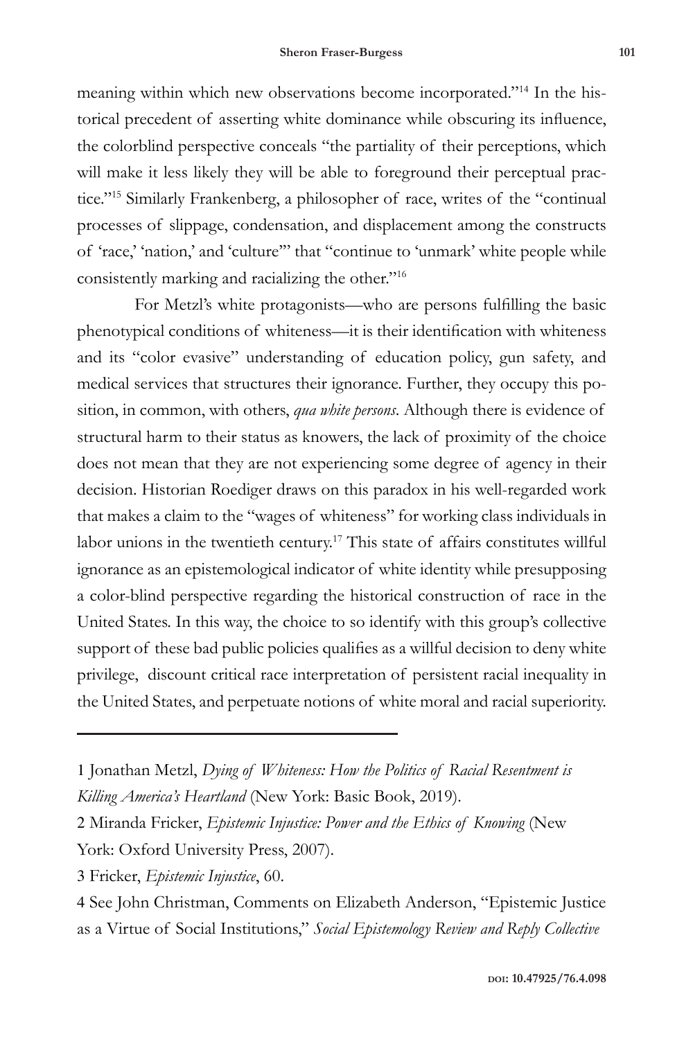meaning within which new observations become incorporated."[14] In the historical precedent of asserting white dominance while obscuring its influence, the colorblind perspective conceals "the partiality of their perceptions, which will make it less likely they will be able to foreground their perceptual practice."[15] Similarly Frankenberg, a philosopher of race, writes of the "continual processes of slippage, condensation, and displacement among the constructs of 'race,' 'nation,' and 'culture'" that "continue to 'unmark' white people while consistently marking and racializing the other."[16]

For Metzl's white protagonists—who are persons fulfilling the basic phenotypical conditions of whiteness—it is their identification with whiteness and its "color evasive" understanding of education policy, gun safety, and medical services that structures their ignorance. Further, they occupy this position, in common, with others, *qua white persons*. Although there is evidence of structural harm to their status as knowers, the lack of proximity of the choice does not mean that they are not experiencing some degree of agency in their decision. Historian Roediger draws on this paradox in his well-regarded work that makes a claim to the "wages of whiteness" for working class individuals in labor unions in the twentieth century.[17] This state of affairs constitutes willful ignorance as an epistemological indicator of white identity while presupposing a color-blind perspective regarding the historical construction of race in the United States. In this way, the choice to so identify with this group's collective support of these bad public policies qualifies as a willful decision to deny white privilege, discount critical race interpretation of persistent racial inequality in the United States, and perpetuate notions of white moral and racial superiority.

---

1 Jonathan Metzl, *Dying of Whiteness: How the Politics of Racial Resentment is Killing America's Heartland* (New York: Basic Book, 2019).

2 Miranda Fricker, *Epistemic Injustice: Power and the Ethics of Knowing* (New York: Oxford University Press, 2007).

3 Fricker, *Epistemic Injustice*, 60.

4 See John Christman, Comments on Elizabeth Anderson, "Epistemic Justice as a Virtue of Social Institutions," *Social Epistemology Review and Reply Collective*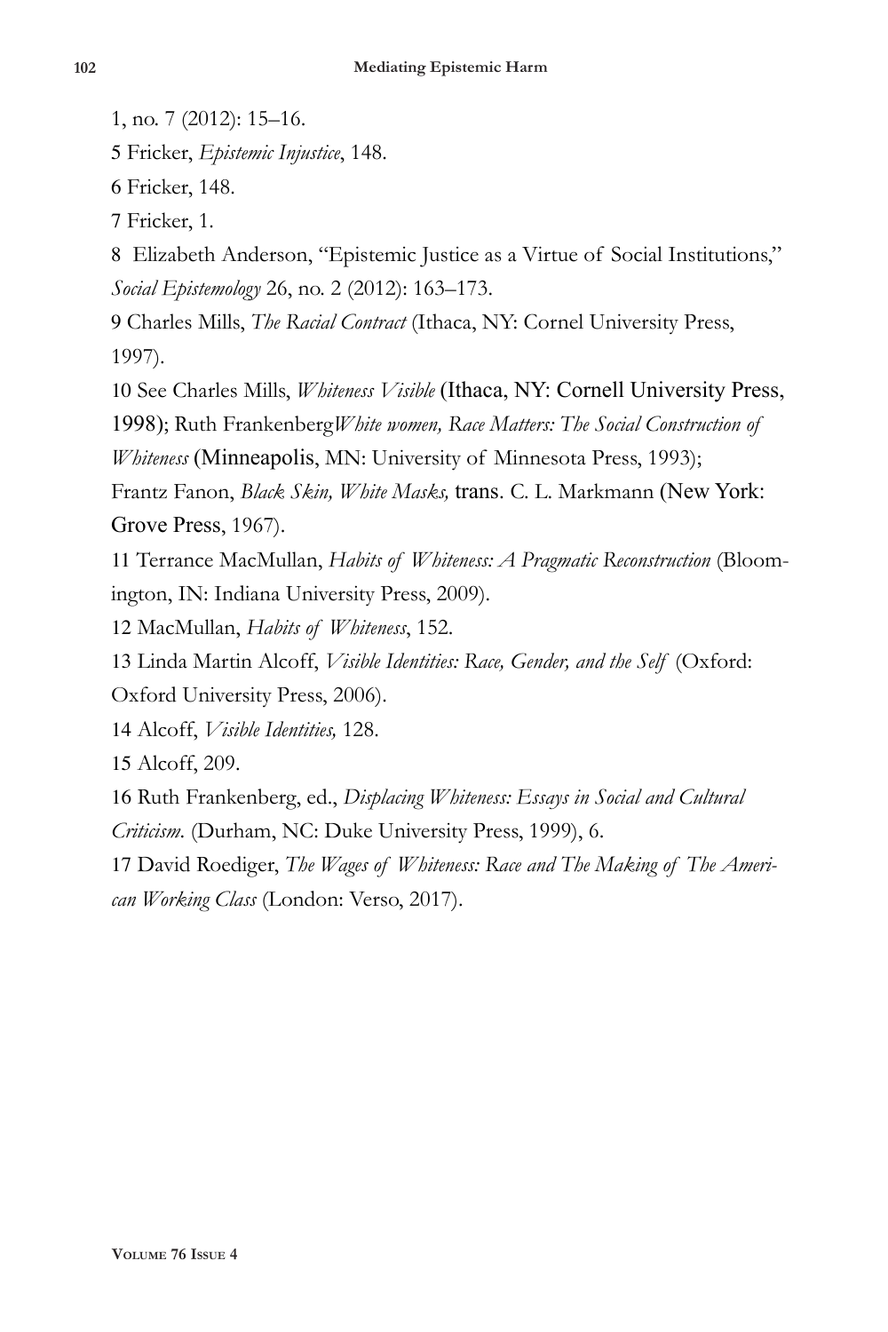1, no. 7 (2012): 15–16.

5 Fricker, *Epistemic Injustice*, 148.

6 Fricker, 148.

7 Fricker, 1.

8 Elizabeth Anderson, "Epistemic Justice as a Virtue of Social Institutions," *Social Epistemology* 26, no. 2 (2012): 163–173.

9 Charles Mills, *The Racial Contract* (Ithaca, NY: Cornel University Press, 1997).

10 See Charles Mills, *Whiteness Visible* (Ithaca, NY: Cornell University Press, 1998); Ruth Frankenberg*White women, Race Matters: The Social Construction of Whiteness* (Minneapolis, MN: University of Minnesota Press, 1993); Frantz Fanon, *Black Skin, White Masks,* trans. C. L. Markmann (New York: Grove Press, 1967).

11 Terrance MacMullan, *Habits of Whiteness: A Pragmatic Reconstruction* (Bloomington, IN: Indiana University Press, 2009).

12 MacMullan, *Habits of Whiteness*, 152.

13 Linda Martin Alcoff, *Visible Identities: Race, Gender, and the Self* (Oxford: Oxford University Press, 2006).

14 Alcoff, *Visible Identities,* 128.

15 Alcoff, 209.

16 Ruth Frankenberg, ed., *Displacing Whiteness: Essays in Social and Cultural Criticism.* (Durham, NC: Duke University Press, 1999), 6.

17 David Roediger, *The Wages of Whiteness: Race and The Making of The American Working Class* (London: Verso, 2017).